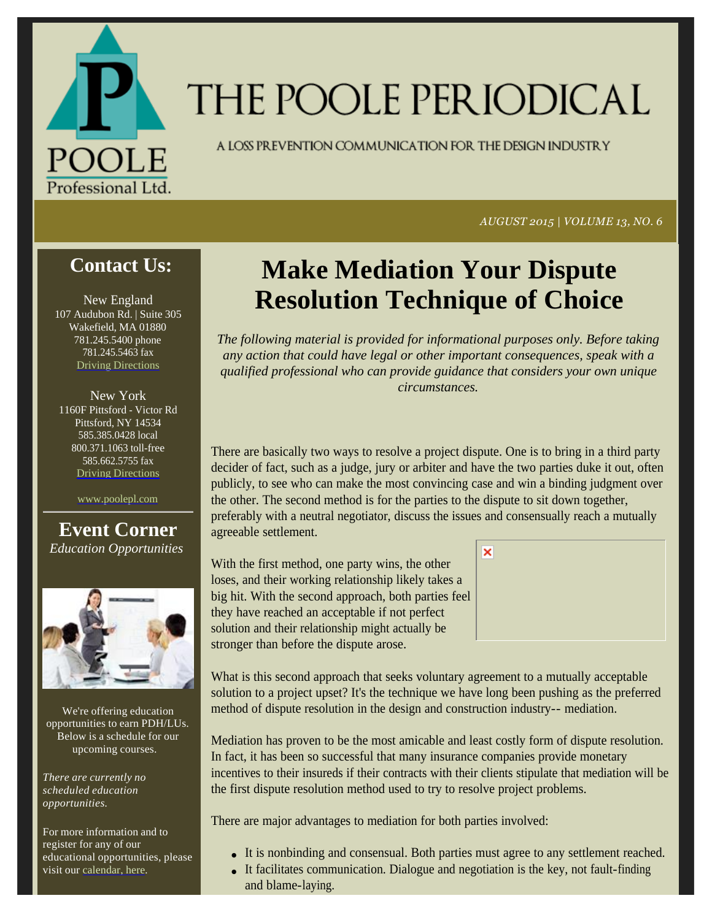# THE POOLE PERIODICAL

A LOSS PREVENTION COMMUNICATION FOR THE DESIGN INDUSTRY

*AUGUST 2015 | VOLUME 13, NO. 6*

## Contact Us:

New England
107 Audubon Rd. | Suite 305
Wakefield, MA 01880
781.245.5400 phone
781.245.5463 fax
Driving Directions

New York
1160F Pittsford - Victor Rd
Pittsford, NY 14534
585.385.0428 local
800.371.1063 toll-free
585.662.5755 fax
Driving Directions

www.poolepl.com

## Event Corner

*Education Opportunities*

We're offering education opportunities to earn PDH/LUs. Below is a schedule for our upcoming courses.

*There are currently no scheduled education opportunities.*

For more information and to register for any of our educational opportunities, please visit our calendar, here.

# Make Mediation Your Dispute Resolution Technique of Choice

*The following material is provided for informational purposes only. Before taking any action that could have legal or other important consequences, speak with a qualified professional who can provide guidance that considers your own unique circumstances.*

There are basically two ways to resolve a project dispute. One is to bring in a third party decider of fact, such as a judge, jury or arbiter and have the two parties duke it out, often publicly, to see who can make the most convincing case and win a binding judgment over the other. The second method is for the parties to the dispute to sit down together, preferably with a neutral negotiator, discuss the issues and consensually reach a mutually agreeable settlement.

With the first method, one party wins, the other loses, and their working relationship likely takes a big hit. With the second approach, both parties feel they have reached an acceptable if not perfect solution and their relationship might actually be stronger than before the dispute arose.

What is this second approach that seeks voluntary agreement to a mutually acceptable solution to a project upset? It's the technique we have long been pushing as the preferred method of dispute resolution in the design and construction industry-- mediation.

Mediation has proven to be the most amicable and least costly form of dispute resolution. In fact, it has been so successful that many insurance companies provide monetary incentives to their insureds if their contracts with their clients stipulate that mediation will be the first dispute resolution method used to try to resolve project problems.

There are major advantages to mediation for both parties involved:

- It is nonbinding and consensual. Both parties must agree to any settlement reached.
- It facilitates communication. Dialogue and negotiation is the key, not fault-finding and blame-laying.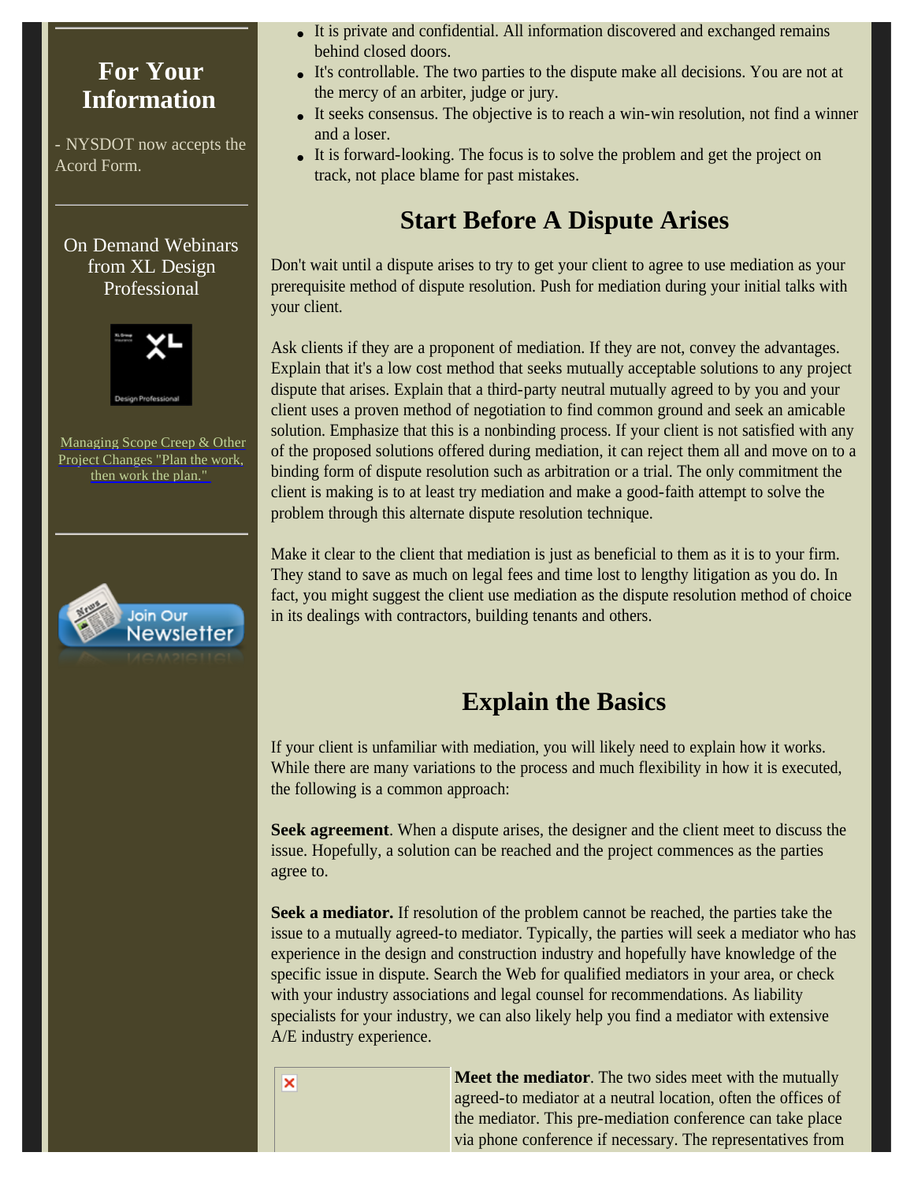## For Your Information

- NYSDOT now accepts the Acord Form.

On Demand Webinars from XL Design Professional

Managing Scope Creep & Other Project Changes "Plan the work, then work the plan."

Join Our Newsletter

- It is private and confidential. All information discovered and exchanged remains behind closed doors.
- It's controllable. The two parties to the dispute make all decisions. You are not at the mercy of an arbiter, judge or jury.
- It seeks consensus. The objective is to reach a win-win resolution, not find a winner and a loser.
- It is forward-looking. The focus is to solve the problem and get the project on track, not place blame for past mistakes.

## Start Before A Dispute Arises

Don't wait until a dispute arises to try to get your client to agree to use mediation as your prerequisite method of dispute resolution. Push for mediation during your initial talks with your client.

Ask clients if they are a proponent of mediation. If they are not, convey the advantages. Explain that it's a low cost method that seeks mutually acceptable solutions to any project dispute that arises. Explain that a third-party neutral mutually agreed to by you and your client uses a proven method of negotiation to find common ground and seek an amicable solution. Emphasize that this is a nonbinding process. If your client is not satisfied with any of the proposed solutions offered during mediation, it can reject them all and move on to a binding form of dispute resolution such as arbitration or a trial. The only commitment the client is making is to at least try mediation and make a good-faith attempt to solve the problem through this alternate dispute resolution technique.

Make it clear to the client that mediation is just as beneficial to them as it is to your firm. They stand to save as much on legal fees and time lost to lengthy litigation as you do. In fact, you might suggest the client use mediation as the dispute resolution method of choice in its dealings with contractors, building tenants and others.

## Explain the Basics

If your client is unfamiliar with mediation, you will likely need to explain how it works. While there are many variations to the process and much flexibility in how it is executed, the following is a common approach:

**Seek agreement**. When a dispute arises, the designer and the client meet to discuss the issue. Hopefully, a solution can be reached and the project commences as the parties agree to.

**Seek a mediator.** If resolution of the problem cannot be reached, the parties take the issue to a mutually agreed-to mediator. Typically, the parties will seek a mediator who has experience in the design and construction industry and hopefully have knowledge of the specific issue in dispute. Search the Web for qualified mediators in your area, or check with your industry associations and legal counsel for recommendations. As liability specialists for your industry, we can also likely help you find a mediator with extensive A/E industry experience.

**Meet the mediator**. The two sides meet with the mutually agreed-to mediator at a neutral location, often the offices of the mediator. This pre-mediation conference can take place via phone conference if necessary. The representatives from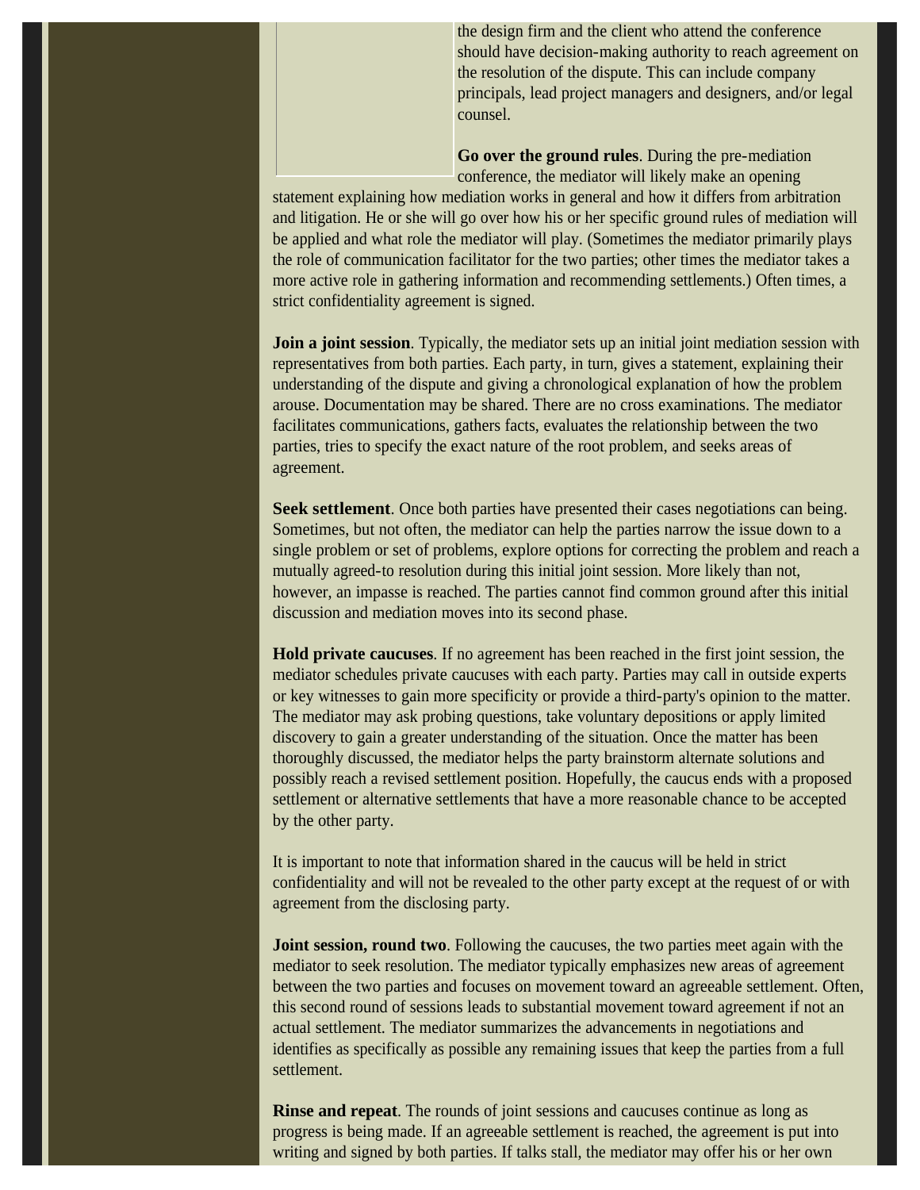the design firm and the client who attend the conference should have decision-making authority to reach agreement on the resolution of the dispute. This can include company principals, lead project managers and designers, and/or legal counsel.

**Go over the ground rules**. During the pre-mediation conference, the mediator will likely make an opening statement explaining how mediation works in general and how it differs from arbitration and litigation. He or she will go over how his or her specific ground rules of mediation will be applied and what role the mediator will play. (Sometimes the mediator primarily plays the role of communication facilitator for the two parties; other times the mediator takes a more active role in gathering information and recommending settlements.) Often times, a strict confidentiality agreement is signed.

**Join a joint session**. Typically, the mediator sets up an initial joint mediation session with representatives from both parties. Each party, in turn, gives a statement, explaining their understanding of the dispute and giving a chronological explanation of how the problem arouse. Documentation may be shared. There are no cross examinations. The mediator facilitates communications, gathers facts, evaluates the relationship between the two parties, tries to specify the exact nature of the root problem, and seeks areas of agreement.

**Seek settlement**. Once both parties have presented their cases negotiations can being. Sometimes, but not often, the mediator can help the parties narrow the issue down to a single problem or set of problems, explore options for correcting the problem and reach a mutually agreed-to resolution during this initial joint session. More likely than not, however, an impasse is reached. The parties cannot find common ground after this initial discussion and mediation moves into its second phase.

**Hold private caucuses**. If no agreement has been reached in the first joint session, the mediator schedules private caucuses with each party. Parties may call in outside experts or key witnesses to gain more specificity or provide a third-party's opinion to the matter. The mediator may ask probing questions, take voluntary depositions or apply limited discovery to gain a greater understanding of the situation. Once the matter has been thoroughly discussed, the mediator helps the party brainstorm alternate solutions and possibly reach a revised settlement position. Hopefully, the caucus ends with a proposed settlement or alternative settlements that have a more reasonable chance to be accepted by the other party.

It is important to note that information shared in the caucus will be held in strict confidentiality and will not be revealed to the other party except at the request of or with agreement from the disclosing party.

**Joint session, round two**. Following the caucuses, the two parties meet again with the mediator to seek resolution. The mediator typically emphasizes new areas of agreement between the two parties and focuses on movement toward an agreeable settlement. Often, this second round of sessions leads to substantial movement toward agreement if not an actual settlement. The mediator summarizes the advancements in negotiations and identifies as specifically as possible any remaining issues that keep the parties from a full settlement.

**Rinse and repeat**. The rounds of joint sessions and caucuses continue as long as progress is being made. If an agreeable settlement is reached, the agreement is put into writing and signed by both parties. If talks stall, the mediator may offer his or her own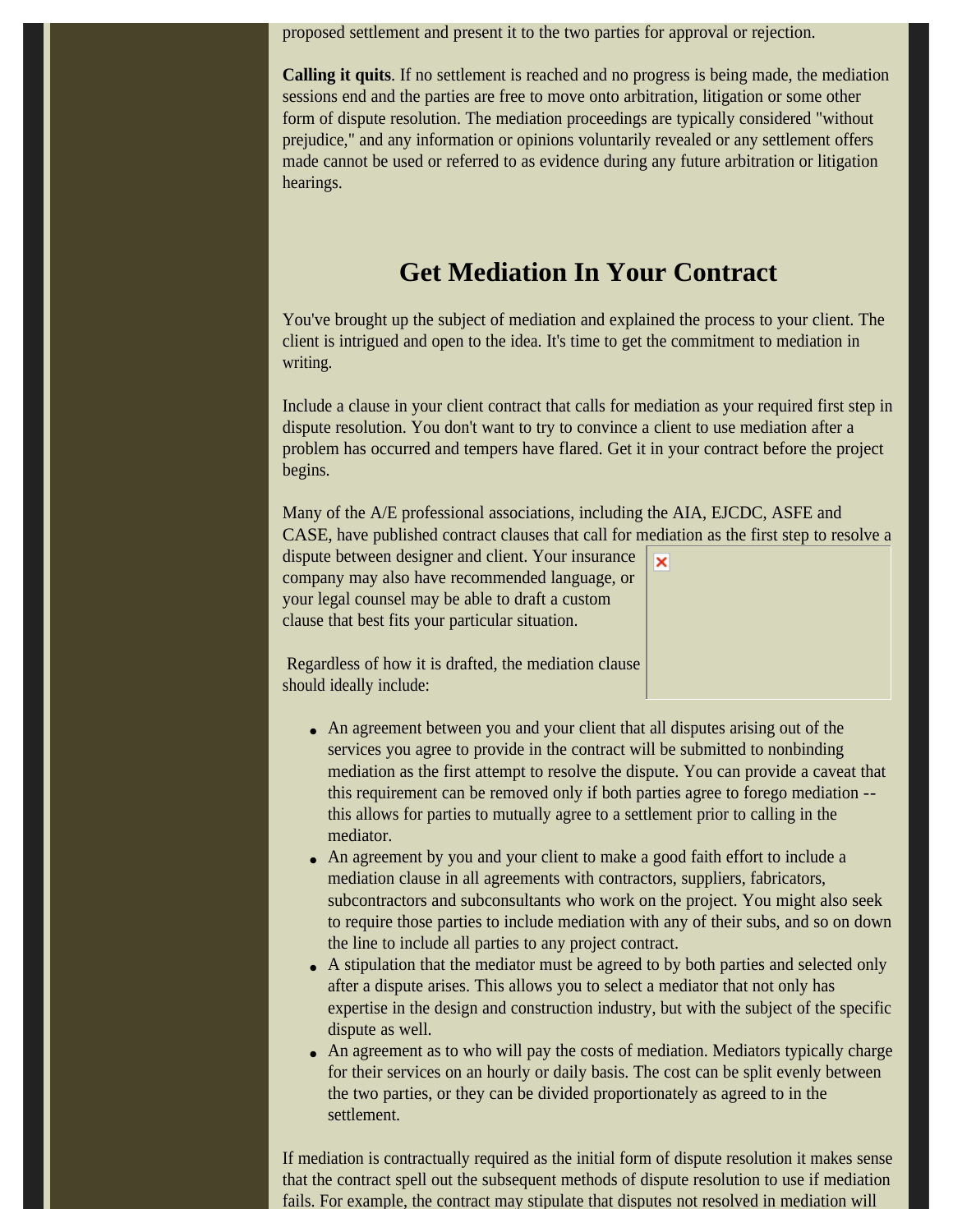proposed settlement and present it to the two parties for approval or rejection.

**Calling it quits**. If no settlement is reached and no progress is being made, the mediation sessions end and the parties are free to move onto arbitration, litigation or some other form of dispute resolution. The mediation proceedings are typically considered "without prejudice," and any information or opinions voluntarily revealed or any settlement offers made cannot be used or referred to as evidence during any future arbitration or litigation hearings.

## Get Mediation In Your Contract

You've brought up the subject of mediation and explained the process to your client. The client is intrigued and open to the idea. It's time to get the commitment to mediation in writing.

Include a clause in your client contract that calls for mediation as your required first step in dispute resolution. You don't want to try to convince a client to use mediation after a problem has occurred and tempers have flared. Get it in your contract before the project begins.

Many of the A/E professional associations, including the AIA, EJCDC, ASFE and CASE, have published contract clauses that call for mediation as the first step to resolve a dispute between designer and client. Your insurance company may also have recommended language, or your legal counsel may be able to draft a custom clause that best fits your particular situation.

Regardless of how it is drafted, the mediation clause should ideally include:

- An agreement between you and your client that all disputes arising out of the services you agree to provide in the contract will be submitted to nonbinding mediation as the first attempt to resolve the dispute. You can provide a caveat that this requirement can be removed only if both parties agree to forego mediation -- this allows for parties to mutually agree to a settlement prior to calling in the mediator.
- An agreement by you and your client to make a good faith effort to include a mediation clause in all agreements with contractors, suppliers, fabricators, subcontractors and subconsultants who work on the project. You might also seek to require those parties to include mediation with any of their subs, and so on down the line to include all parties to any project contract.
- A stipulation that the mediator must be agreed to by both parties and selected only after a dispute arises. This allows you to select a mediator that not only has expertise in the design and construction industry, but with the subject of the specific dispute as well.
- An agreement as to who will pay the costs of mediation. Mediators typically charge for their services on an hourly or daily basis. The cost can be split evenly between the two parties, or they can be divided proportionately as agreed to in the settlement.

If mediation is contractually required as the initial form of dispute resolution it makes sense that the contract spell out the subsequent methods of dispute resolution to use if mediation fails. For example, the contract may stipulate that disputes not resolved in mediation will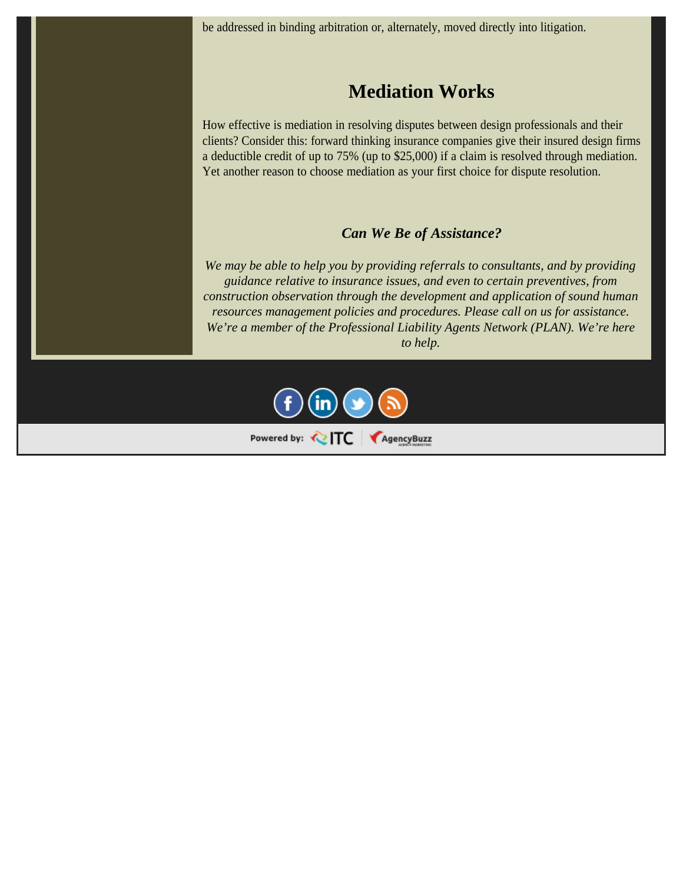be addressed in binding arbitration or, alternately, moved directly into litigation.

## Mediation Works

How effective is mediation in resolving disputes between design professionals and their clients? Consider this: forward thinking insurance companies give their insured design firms a deductible credit of up to 75% (up to $25,000) if a claim is resolved through mediation. Yet another reason to choose mediation as your first choice for dispute resolution.

### *Can We Be of Assistance?*

*We may be able to help you by providing referrals to consultants, and by providing guidance relative to insurance issues, and even to certain preventives, from construction observation through the development and application of sound human resources management policies and procedures. Please call on us for assistance. We're a member of the Professional Liability Agents Network (PLAN). We're here to help.*

Powered by: ITC AgencyBuzz